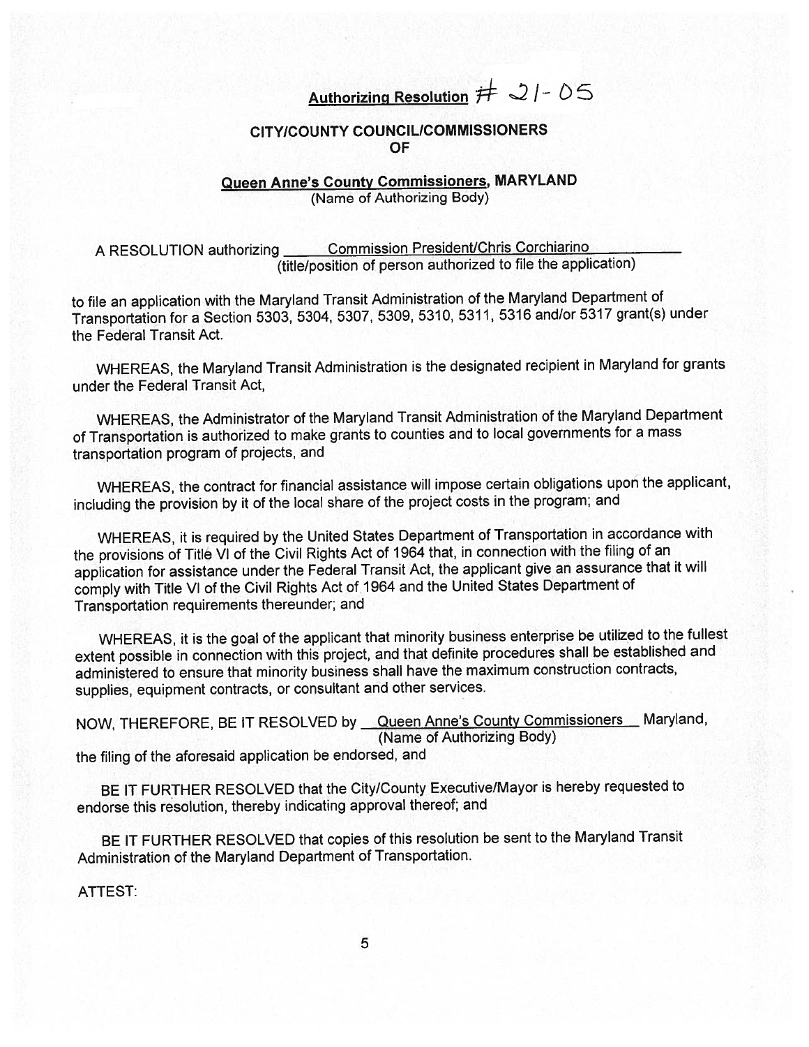**Authorizing Resolution # 21-05**

**CITY/COUNTY COUNCIL/COMMISSIONERS**
**OF**

**Queen Anne's County Commissioners, MARYLAND**
(Name of Authorizing Body)

A RESOLUTION authorizing Commission President/Chris Corchiarino
(title/position of person authorized to file the application)

to file an application with the Maryland Transit Administration of the Maryland Department of Transportation for a Section 5303, 5304, 5307, 5309, 5310, 5311, 5316 and/or 5317 grant(s) under the Federal Transit Act.

WHEREAS, the Maryland Transit Administration is the designated recipient in Maryland for grants under the Federal Transit Act,

WHEREAS, the Administrator of the Maryland Transit Administration of the Maryland Department of Transportation is authorized to make grants to counties and to local governments for a mass transportation program of projects, and

WHEREAS, the contract for financial assistance will impose certain obligations upon the applicant, including the provision by it of the local share of the project costs in the program; and

WHEREAS, it is required by the United States Department of Transportation in accordance with the provisions of Title VI of the Civil Rights Act of 1964 that, in connection with the filing of an application for assistance under the Federal Transit Act, the applicant give an assurance that it will comply with Title VI of the Civil Rights Act of 1964 and the United States Department of Transportation requirements thereunder; and

WHEREAS, it is the goal of the applicant that minority business enterprise be utilized to the fullest extent possible in connection with this project, and that definite procedures shall be established and administered to ensure that minority business shall have the maximum construction contracts, supplies, equipment contracts, or consultant and other services.

NOW, THEREFORE, BE IT RESOLVED by Queen Anne's County Commissioners Maryland,
(Name of Authorizing Body)
the filing of the aforesaid application be endorsed, and

BE IT FURTHER RESOLVED that the City/County Executive/Mayor is hereby requested to endorse this resolution, thereby indicating approval thereof; and

BE IT FURTHER RESOLVED that copies of this resolution be sent to the Maryland Transit Administration of the Maryland Department of Transportation.

ATTEST: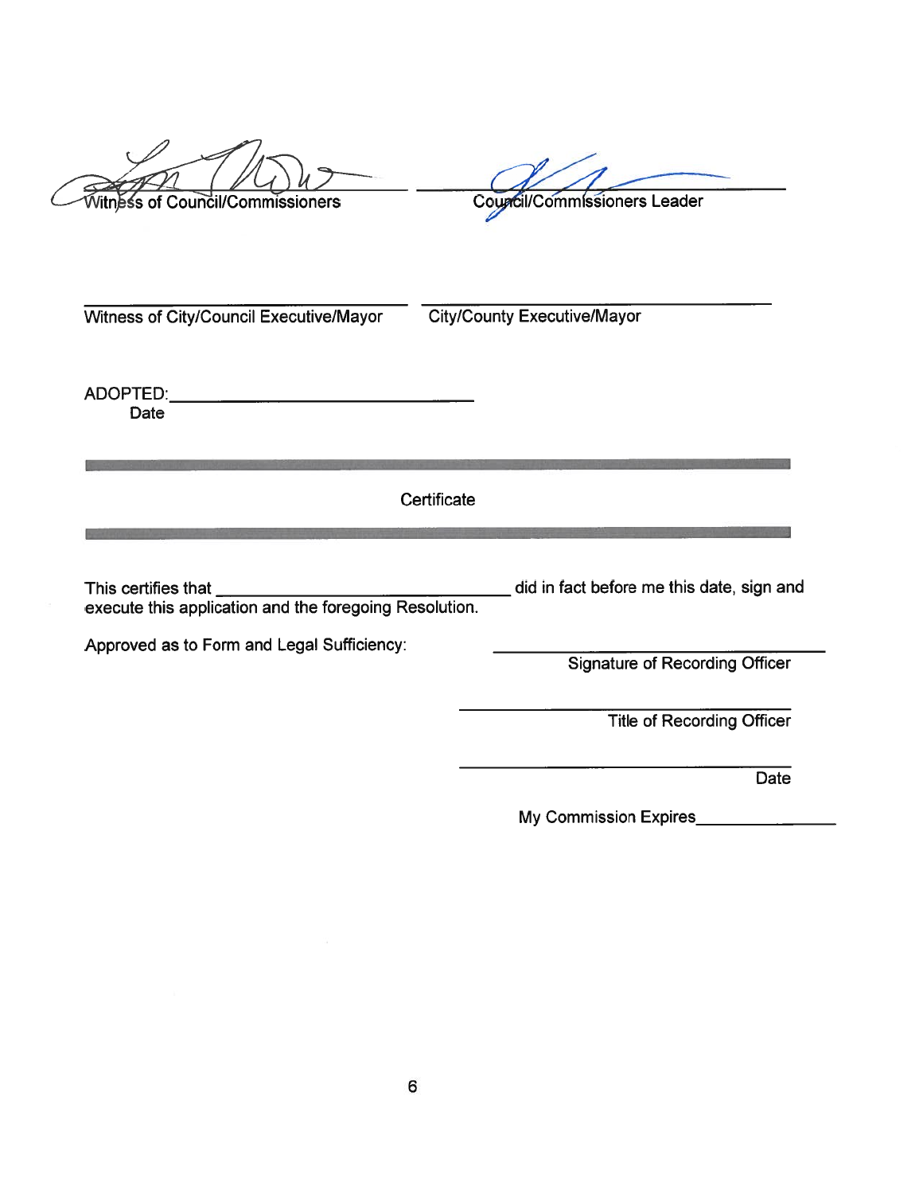\_\_\_\_\_\_\_\_\_\_\_\_\_\_\_\_\_\_\_\_\_\_\_\_\_\_\_\_\_\_\_\_\_\_\_\_ \_\_\_\_\_\_\_\_\_\_\_\_\_\_\_\_\_\_\_\_\_\_\_\_\_\_\_\_\_\_\_\_\_\_\_\_
Witness of Council/Commissioners Council/Commissioners Leader

\_\_\_\_\_\_\_\_\_\_\_\_\_\_\_\_\_\_\_\_\_\_\_\_\_\_\_\_\_\_\_\_\_\_\_\_ \_\_\_\_\_\_\_\_\_\_\_\_\_\_\_\_\_\_\_\_\_\_\_\_\_\_\_\_\_\_\_\_\_\_\_\_
Witness of City/Council Executive/Mayor City/County Executive/Mayor

ADOPTED: \_\_\_\_\_\_\_\_\_\_\_\_\_\_\_\_\_\_\_\_\_\_\_\_\_\_\_\_\_\_
Date

---

Certificate

---

This certifies that \_\_\_\_\_\_\_\_\_\_\_\_\_\_\_\_\_\_\_\_\_\_\_\_\_\_\_\_\_\_ did in fact before me this date, sign and execute this application and the foregoing Resolution.

Approved as to Form and Legal Sufficiency:

\_\_\_\_\_\_\_\_\_\_\_\_\_\_\_\_\_\_\_\_\_\_\_\_\_\_\_\_\_\_
Signature of Recording Officer

\_\_\_\_\_\_\_\_\_\_\_\_\_\_\_\_\_\_\_\_\_\_\_\_\_\_\_\_\_\_
Title of Recording Officer

\_\_\_\_\_\_\_\_\_\_\_\_\_\_\_\_\_\_\_\_\_\_\_\_\_\_\_\_\_\_
Date

My Commission Expires\_\_\_\_\_\_\_\_\_\_\_\_\_\_\_